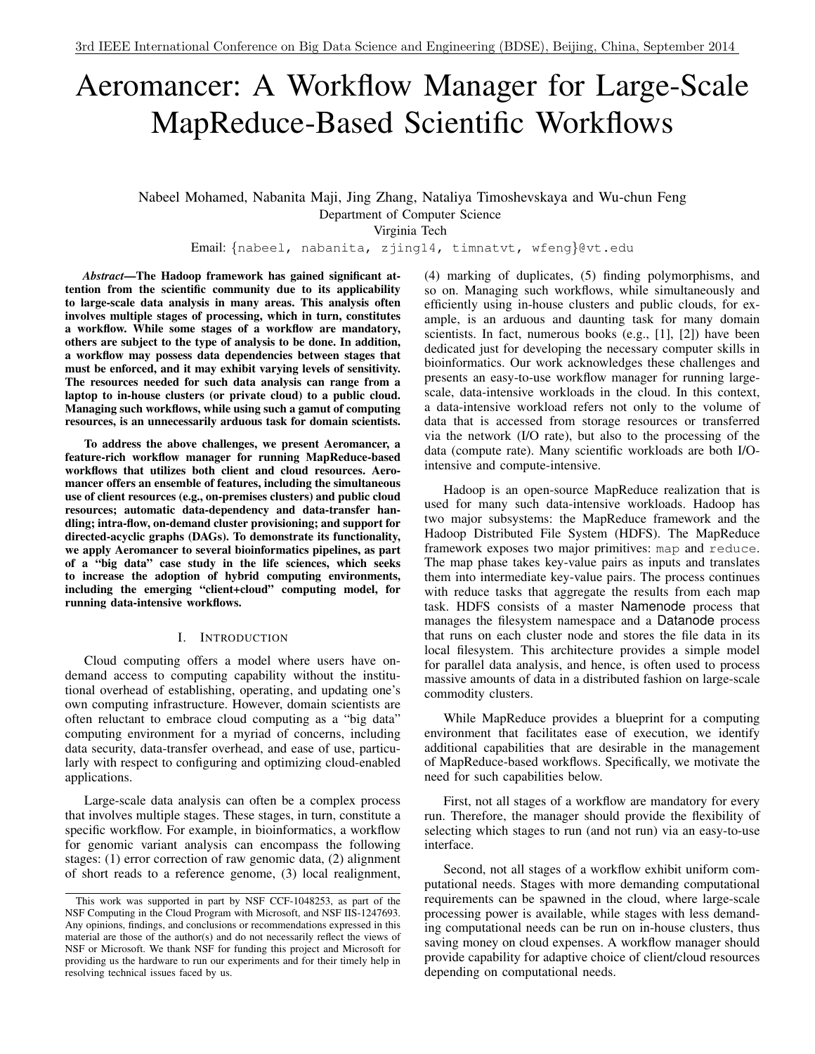# Aeromancer: A Workflow Manager for Large-Scale MapReduce-Based Scientific Workflows

Nabeel Mohamed, Nabanita Maji, Jing Zhang, Nataliya Timoshevskaya and Wu-chun Feng
Department of Computer Science
Virginia Tech
Email: {nabeel, nabanita, zjing14, timnatvt, wfeng}@vt.edu

***Abstract*—The Hadoop framework has gained significant attention from the scientific community due to its applicability to large-scale data analysis in many areas. This analysis often involves multiple stages of processing, which in turn, constitutes a workflow. While some stages of a workflow are mandatory, others are subject to the type of analysis to be done. In addition, a workflow may possess data dependencies between stages that must be enforced, and it may exhibit varying levels of sensitivity. The resources needed for such data analysis can range from a laptop to in-house clusters (or private cloud) to a public cloud. Managing such workflows, while using such a gamut of computing resources, is an unnecessarily arduous task for domain scientists.**

**To address the above challenges, we present Aeromancer, a feature-rich workflow manager for running MapReduce-based workflows that utilizes both client and cloud resources. Aeromancer offers an ensemble of features, including the simultaneous use of client resources (e.g., on-premises clusters) and public cloud resources; automatic data-dependency and data-transfer handling; intra-flow, on-demand cluster provisioning; and support for directed-acyclic graphs (DAGs). To demonstrate its functionality, we apply Aeromancer to several bioinformatics pipelines, as part of a "big data" case study in the life sciences, which seeks to increase the adoption of hybrid computing environments, including the emerging "client+cloud" computing model, for running data-intensive workflows.**

## I. Introduction

Cloud computing offers a model where users have on-demand access to computing capability without the institutional overhead of establishing, operating, and updating one's own computing infrastructure. However, domain scientists are often reluctant to embrace cloud computing as a "big data" computing environment for a myriad of concerns, including data security, data-transfer overhead, and ease of use, particularly with respect to configuring and optimizing cloud-enabled applications.

Large-scale data analysis can often be a complex process that involves multiple stages. These stages, in turn, constitute a specific workflow. For example, in bioinformatics, a workflow for genomic variant analysis can encompass the following stages: (1) error correction of raw genomic data, (2) alignment of short reads to a reference genome, (3) local realignment, (4) marking of duplicates, (5) finding polymorphisms, and so on. Managing such workflows, while simultaneously and efficiently using in-house clusters and public clouds, for example, is an arduous and daunting task for many domain scientists. In fact, numerous books (e.g., [1], [2]) have been dedicated just for developing the necessary computer skills in bioinformatics. Our work acknowledges these challenges and presents an easy-to-use workflow manager for running large-scale, data-intensive workloads in the cloud. In this context, a data-intensive workload refers not only to the volume of data that is accessed from storage resources or transferred via the network (I/O rate), but also to the processing of the data (compute rate). Many scientific workloads are both I/O-intensive and compute-intensive.

Hadoop is an open-source MapReduce realization that is used for many such data-intensive workloads. Hadoop has two major subsystems: the MapReduce framework and the Hadoop Distributed File System (HDFS). The MapReduce framework exposes two major primitives: `map` and `reduce`. The map phase takes key-value pairs as inputs and translates them into intermediate key-value pairs. The process continues with reduce tasks that aggregate the results from each map task. HDFS consists of a master Namenode process that manages the filesystem namespace and a Datanode process that runs on each cluster node and stores the file data in its local filesystem. This architecture provides a simple model for parallel data analysis, and hence, is often used to process massive amounts of data in a distributed fashion on large-scale commodity clusters.

While MapReduce provides a blueprint for a computing environment that facilitates ease of execution, we identify additional capabilities that are desirable in the management of MapReduce-based workflows. Specifically, we motivate the need for such capabilities below.

First, not all stages of a workflow are mandatory for every run. Therefore, the manager should provide the flexibility of selecting which stages to run (and not run) via an easy-to-use interface.

Second, not all stages of a workflow exhibit uniform computational needs. Stages with more demanding computational requirements can be spawned in the cloud, where large-scale processing power is available, while stages with less demanding computational needs can be run on in-house clusters, thus saving money on cloud expenses. A workflow manager should provide capability for adaptive choice of client/cloud resources depending on computational needs.

This work was supported in part by NSF CCF-1048253, as part of the NSF Computing in the Cloud Program with Microsoft, and NSF IIS-1247693. Any opinions, findings, and conclusions or recommendations expressed in this material are those of the author(s) and do not necessarily reflect the views of NSF or Microsoft. We thank NSF for funding this project and Microsoft for providing us the hardware to run our experiments and for their timely help in resolving technical issues faced by us.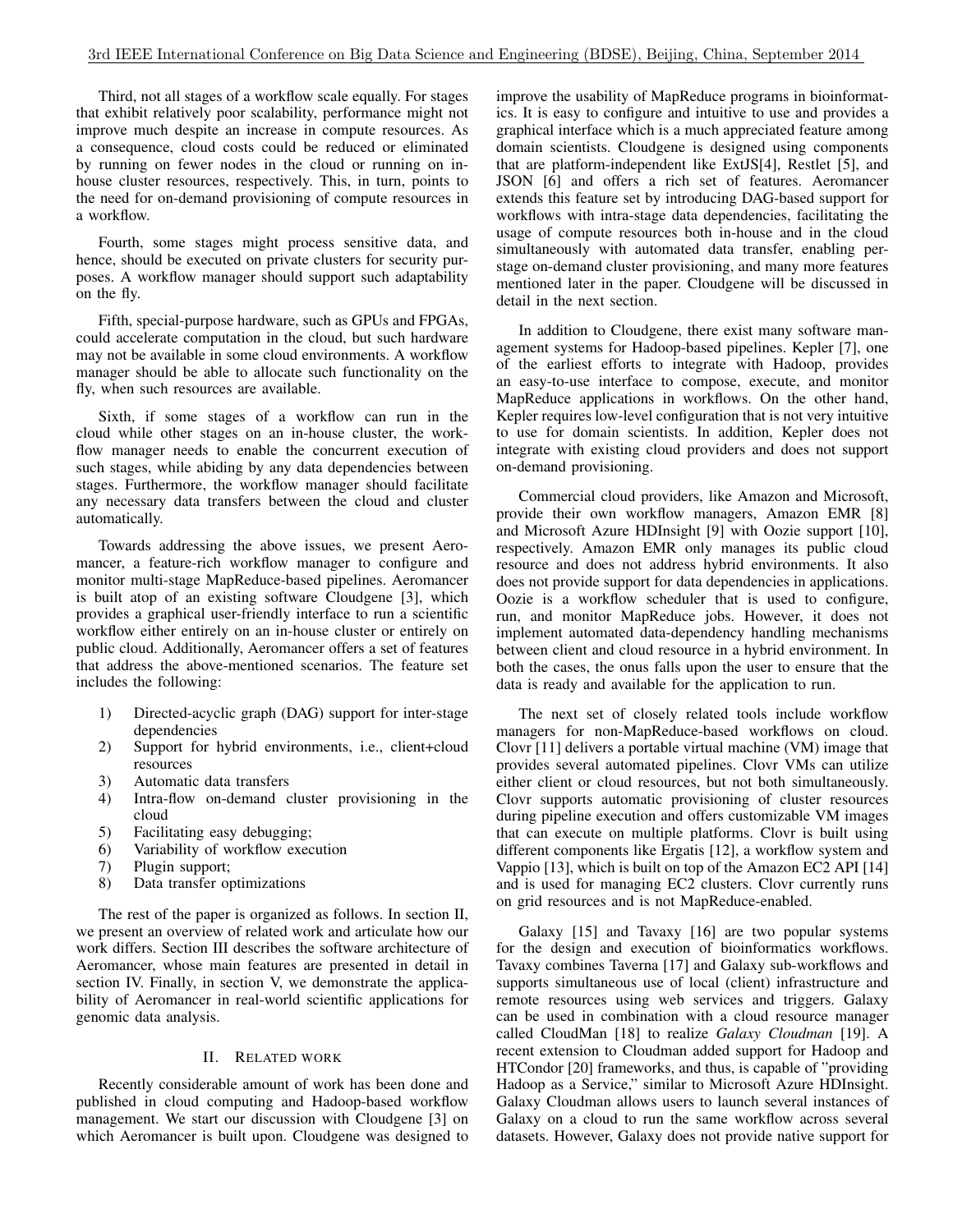Third, not all stages of a workflow scale equally. For stages that exhibit relatively poor scalability, performance might not improve much despite an increase in compute resources. As a consequence, cloud costs could be reduced or eliminated by running on fewer nodes in the cloud or running on in-house cluster resources, respectively. This, in turn, points to the need for on-demand provisioning of compute resources in a workflow.

Fourth, some stages might process sensitive data, and hence, should be executed on private clusters for security purposes. A workflow manager should support such adaptability on the fly.

Fifth, special-purpose hardware, such as GPUs and FPGAs, could accelerate computation in the cloud, but such hardware may not be available in some cloud environments. A workflow manager should be able to allocate such functionality on the fly, when such resources are available.

Sixth, if some stages of a workflow can run in the cloud while other stages on an in-house cluster, the workflow manager needs to enable the concurrent execution of such stages, while abiding by any data dependencies between stages. Furthermore, the workflow manager should facilitate any necessary data transfers between the cloud and cluster automatically.

Towards addressing the above issues, we present Aeromancer, a feature-rich workflow manager to configure and monitor multi-stage MapReduce-based pipelines. Aeromancer is built atop of an existing software Cloudgene [3], which provides a graphical user-friendly interface to run a scientific workflow either entirely on an in-house cluster or entirely on public cloud. Additionally, Aeromancer offers a set of features that address the above-mentioned scenarios. The feature set includes the following:

1) Directed-acyclic graph (DAG) support for inter-stage dependencies
2) Support for hybrid environments, i.e., client+cloud resources
3) Automatic data transfers
4) Intra-flow on-demand cluster provisioning in the cloud
5) Facilitating easy debugging;
6) Variability of workflow execution
7) Plugin support;
8) Data transfer optimizations

The rest of the paper is organized as follows. In section II, we present an overview of related work and articulate how our work differs. Section III describes the software architecture of Aeromancer, whose main features are presented in detail in section IV. Finally, in section V, we demonstrate the applicability of Aeromancer in real-world scientific applications for genomic data analysis.

## II. Related work

Recently considerable amount of work has been done and published in cloud computing and Hadoop-based workflow management. We start our discussion with Cloudgene [3] on which Aeromancer is built upon. Cloudgene was designed to improve the usability of MapReduce programs in bioinformatics. It is easy to configure and intuitive to use and provides a graphical interface which is a much appreciated feature among domain scientists. Cloudgene is designed using components that are platform-independent like ExtJS[4], Restlet [5], and JSON [6] and offers a rich set of features. Aeromancer extends this feature set by introducing DAG-based support for workflows with intra-stage data dependencies, facilitating the usage of compute resources both in-house and in the cloud simultaneously with automated data transfer, enabling per-stage on-demand cluster provisioning, and many more features mentioned later in the paper. Cloudgene will be discussed in detail in the next section.

In addition to Cloudgene, there exist many software management systems for Hadoop-based pipelines. Kepler [7], one of the earliest efforts to integrate with Hadoop, provides an easy-to-use interface to compose, execute, and monitor MapReduce applications in workflows. On the other hand, Kepler requires low-level configuration that is not very intuitive to use for domain scientists. In addition, Kepler does not integrate with existing cloud providers and does not support on-demand provisioning.

Commercial cloud providers, like Amazon and Microsoft, provide their own workflow managers, Amazon EMR [8] and Microsoft Azure HDInsight [9] with Oozie support [10], respectively. Amazon EMR only manages its public cloud resource and does not address hybrid environments. It also does not provide support for data dependencies in applications. Oozie is a workflow scheduler that is used to configure, run, and monitor MapReduce jobs. However, it does not implement automated data-dependency handling mechanisms between client and cloud resource in a hybrid environment. In both the cases, the onus falls upon the user to ensure that the data is ready and available for the application to run.

The next set of closely related tools include workflow managers for non-MapReduce-based workflows on cloud. Clovr [11] delivers a portable virtual machine (VM) image that provides several automated pipelines. Clovr VMs can utilize either client or cloud resources, but not both simultaneously. Clovr supports automatic provisioning of cluster resources during pipeline execution and offers customizable VM images that can execute on multiple platforms. Clovr is built using different components like Ergatis [12], a workflow system and Vappio [13], which is built on top of the Amazon EC2 API [14] and is used for managing EC2 clusters. Clovr currently runs on grid resources and is not MapReduce-enabled.

Galaxy [15] and Tavaxy [16] are two popular systems for the design and execution of bioinformatics workflows. Tavaxy combines Taverna [17] and Galaxy sub-workflows and supports simultaneous use of local (client) infrastructure and remote resources using web services and triggers. Galaxy can be used in combination with a cloud resource manager called CloudMan [18] to realize *Galaxy Cloudman* [19]. A recent extension to Cloudman added support for Hadoop and HTCondor [20] frameworks, and thus, is capable of "providing Hadoop as a Service," similar to Microsoft Azure HDInsight. Galaxy Cloudman allows users to launch several instances of Galaxy on a cloud to run the same workflow across several datasets. However, Galaxy does not provide native support for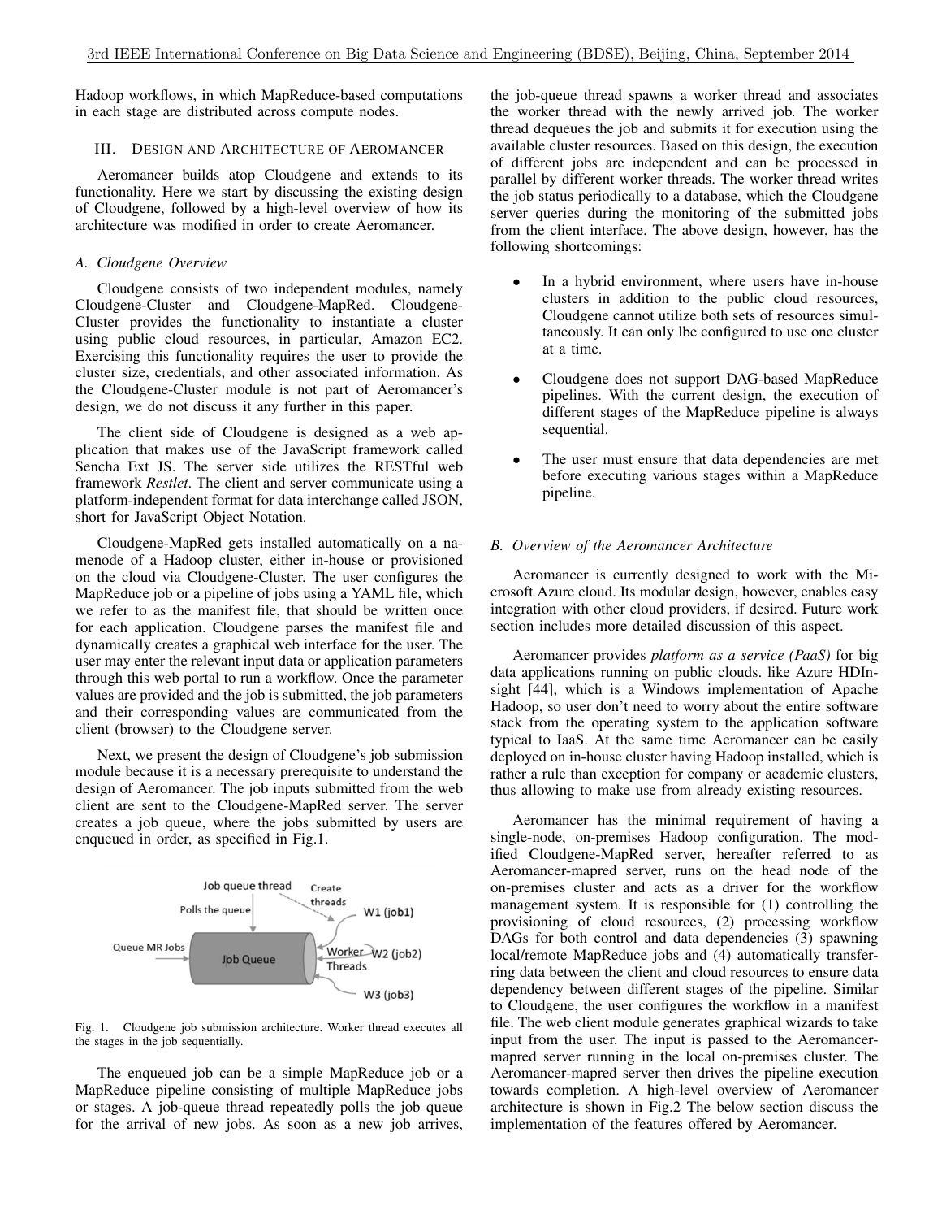Hadoop workflows, in which MapReduce-based computations in each stage are distributed across compute nodes.

## III. Design and Architecture of Aeromancer

Aeromancer builds atop Cloudgene and extends to its functionality. Here we start by discussing the existing design of Cloudgene, followed by a high-level overview of how its architecture was modified in order to create Aeromancer.

### A. Cloudgene Overview

Cloudgene consists of two independent modules, namely Cloudgene-Cluster and Cloudgene-MapRed. Cloudgene-Cluster provides the functionality to instantiate a cluster using public cloud resources, in particular, Amazon EC2. Exercising this functionality requires the user to provide the cluster size, credentials, and other associated information. As the Cloudgene-Cluster module is not part of Aeromancer's design, we do not discuss it any further in this paper.

The client side of Cloudgene is designed as a web application that makes use of the JavaScript framework called Sencha Ext JS. The server side utilizes the RESTful web framework *Restlet*. The client and server communicate using a platform-independent format for data interchange called JSON, short for JavaScript Object Notation.

Cloudgene-MapRed gets installed automatically on a namenode of a Hadoop cluster, either in-house or provisioned on the cloud via Cloudgene-Cluster. The user configures the MapReduce job or a pipeline of jobs using a YAML file, which we refer to as the manifest file, that should be written once for each application. Cloudgene parses the manifest file and dynamically creates a graphical web interface for the user. The user may enter the relevant input data or application parameters through this web portal to run a workflow. Once the parameter values are provided and the job is submitted, the job parameters and their corresponding values are communicated from the client (browser) to the Cloudgene server.

Next, we present the design of Cloudgene's job submission module because it is a necessary prerequisite to understand the design of Aeromancer. The job inputs submitted from the web client are sent to the Cloudgene-MapRed server. The server creates a job queue, where the jobs submitted by users are enqueued in order, as specified in Fig.1.

Fig. 1. Cloudgene job submission architecture. Worker thread executes all the stages in the job sequentially.

The enqueued job can be a simple MapReduce job or a MapReduce pipeline consisting of multiple MapReduce jobs or stages. A job-queue thread repeatedly polls the job queue for the arrival of new jobs. As soon as a new job arrives, the job-queue thread spawns a worker thread and associates the worker thread with the newly arrived job. The worker thread dequeues the job and submits it for execution using the available cluster resources. Based on this design, the execution of different jobs are independent and can be processed in parallel by different worker threads. The worker thread writes the job status periodically to a database, which the Cloudgene server queries during the monitoring of the submitted jobs from the client interface. The above design, however, has the following shortcomings:

- In a hybrid environment, where users have in-house clusters in addition to the public cloud resources, Cloudgene cannot utilize both sets of resources simultaneously. It can only lbe configured to use one cluster at a time.
- Cloudgene does not support DAG-based MapReduce pipelines. With the current design, the execution of different stages of the MapReduce pipeline is always sequential.
- The user must ensure that data dependencies are met before executing various stages within a MapReduce pipeline.

### B. Overview of the Aeromancer Architecture

Aeromancer is currently designed to work with the Microsoft Azure cloud. Its modular design, however, enables easy integration with other cloud providers, if desired. Future work section includes more detailed discussion of this aspect.

Aeromancer provides *platform as a service (PaaS)* for big data applications running on public clouds. like Azure HDInsight [44], which is a Windows implementation of Apache Hadoop, so user don't need to worry about the entire software stack from the operating system to the application software typical to IaaS. At the same time Aeromancer can be easily deployed on in-house cluster having Hadoop installed, which is rather a rule than exception for company or academic clusters, thus allowing to make use from already existing resources.

Aeromancer has the minimal requirement of having a single-node, on-premises Hadoop configuration. The modified Cloudgene-MapRed server, hereafter referred to as Aeromancer-mapred server, runs on the head node of the on-premises cluster and acts as a driver for the workflow management system. It is responsible for (1) controlling the provisioning of cloud resources, (2) processing workflow DAGs for both control and data dependencies (3) spawning local/remote MapReduce jobs and (4) automatically transferring data between the client and cloud resources to ensure data dependency between different stages of the pipeline. Similar to Cloudgene, the user configures the workflow in a manifest file. The web client module generates graphical wizards to take input from the user. The input is passed to the Aeromancer-mapred server running in the local on-premises cluster. The Aeromancer-mapred server then drives the pipeline execution towards completion. A high-level overview of Aeromancer architecture is shown in Fig.2 The below section discuss the implementation of the features offered by Aeromancer.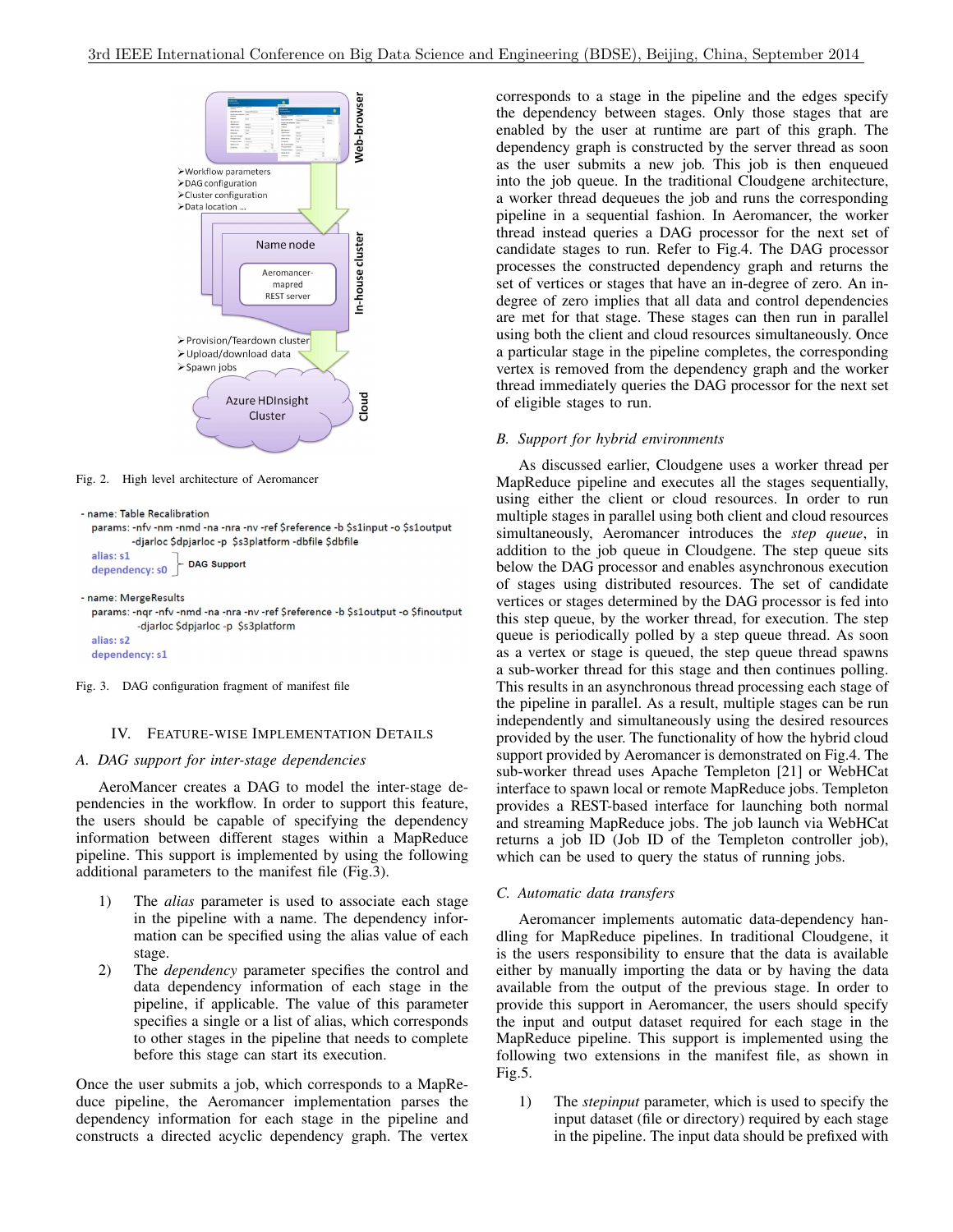Fig. 2. High level architecture of Aeromancer

```
- name: Table Recalibration
  params: -nfv -nm -nmd -na -nra -nv -ref $reference -b $s1input -o $s1output
          -djarloc $dpjarloc -p $s3platform -dbfile $dbfile
  alias: s1
  dependency: s0        } DAG Support

- name: MergeResults
  params: -nqr -nfv -nmd -na -nra -nv -ref $reference -b $s1output -o $finoutput
          -djarloc $dpjarloc -p $s3platform
  alias: s2
  dependency: s1
```

Fig. 3. DAG configuration fragment of manifest file

## IV. Feature-wise Implementation Details

### A. DAG support for inter-stage dependencies

AeroMancer creates a DAG to model the inter-stage dependencies in the workflow. In order to support this feature, the users should be capable of specifying the dependency information between different stages within a MapReduce pipeline. This support is implemented by using the following additional parameters to the manifest file (Fig.3).

1) The *alias* parameter is used to associate each stage in the pipeline with a name. The dependency information can be specified using the alias value of each stage.
2) The *dependency* parameter specifies the control and data dependency information of each stage in the pipeline, if applicable. The value of this parameter specifies a single or a list of alias, which corresponds to other stages in the pipeline that needs to complete before this stage can start its execution.

Once the user submits a job, which corresponds to a MapReduce pipeline, the Aeromancer implementation parses the dependency information for each stage in the pipeline and constructs a directed acyclic dependency graph. The vertex corresponds to a stage in the pipeline and the edges specify the dependency between stages. Only those stages that are enabled by the user at runtime are part of this graph. The dependency graph is constructed by the server thread as soon as the user submits a new job. This job is then enqueued into the job queue. In the traditional Cloudgene architecture, a worker thread dequeues the job and runs the corresponding pipeline in a sequential fashion. In Aeromancer, the worker thread instead queries a DAG processor for the next set of candidate stages to run. Refer to Fig.4. The DAG processor processes the constructed dependency graph and returns the set of vertices or stages that have an in-degree of zero. An in-degree of zero implies that all data and control dependencies are met for that stage. These stages can then run in parallel using both the client and cloud resources simultaneously. Once a particular stage in the pipeline completes, the corresponding vertex is removed from the dependency graph and the worker thread immediately queries the DAG processor for the next set of eligible stages to run.

### B. Support for hybrid environments

As discussed earlier, Cloudgene uses a worker thread per MapReduce pipeline and executes all the stages sequentially, using either the client or cloud resources. In order to run multiple stages in parallel using both client and cloud resources simultaneously, Aeromancer introduces the *step queue*, in addition to the job queue in Cloudgene. The step queue sits below the DAG processor and enables asynchronous execution of stages using distributed resources. The set of candidate vertices or stages determined by the DAG processor is fed into this step queue, by the worker thread, for execution. The step queue is periodically polled by a step queue thread. As soon as a vertex or stage is queued, the step queue thread spawns a sub-worker thread for this stage and then continues polling. This results in an asynchronous thread processing each stage of the pipeline in parallel. As a result, multiple stages can be run independently and simultaneously using the desired resources provided by the user. The functionality of how the hybrid cloud support provided by Aeromancer is demonstrated on Fig.4. The sub-worker thread uses Apache Templeton [21] or WebHCat interface to spawn local or remote MapReduce jobs. Templeton provides a REST-based interface for launching both normal and streaming MapReduce jobs. The job launch via WebHCat returns a job ID (Job ID of the Templeton controller job), which can be used to query the status of running jobs.

### C. Automatic data transfers

Aeromancer implements automatic data-dependency handling for MapReduce pipelines. In traditional Cloudgene, it is the users responsibility to ensure that the data is available either by manually importing the data or by having the data available from the output of the previous stage. In order to provide this support in Aeromancer, the users should specify the input and output dataset required for each stage in the MapReduce pipeline. This support is implemented using the following two extensions in the manifest file, as shown in Fig.5.

1) The *stepinput* parameter, which is used to specify the input dataset (file or directory) required by each stage in the pipeline. The input data should be prefixed with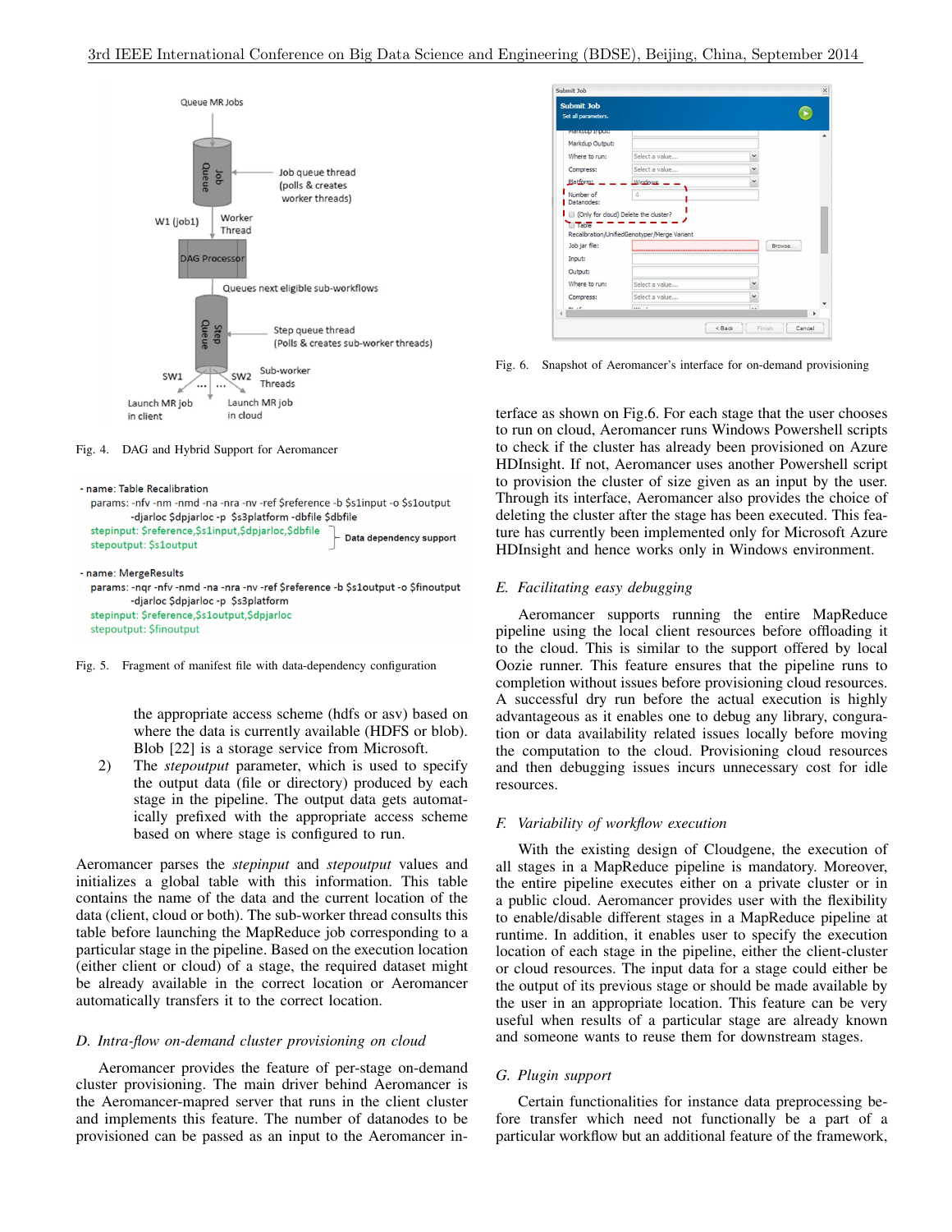Fig. 4. DAG and Hybrid Support for Aeromancer

Fig. 5. Fragment of manifest file with data-dependency configuration

the appropriate access scheme (hdfs or asv) based on where the data is currently available (HDFS or blob). Blob [22] is a storage service from Microsoft.

2) The *stepoutput* parameter, which is used to specify the output data (file or directory) produced by each stage in the pipeline. The output data gets automatically prefixed with the appropriate access scheme based on where stage is configured to run.

Aeromancer parses the *stepinput* and *stepoutput* values and initializes a global table with this information. This table contains the name of the data and the current location of the data (client, cloud or both). The sub-worker thread consults this table before launching the MapReduce job corresponding to a particular stage in the pipeline. Based on the execution location (either client or cloud) of a stage, the required dataset might be already available in the correct location or Aeromancer automatically transfers it to the correct location.

### D. Intra-flow on-demand cluster provisioning on cloud

Aeromancer provides the feature of per-stage on-demand cluster provisioning. The main driver behind Aeromancer is the Aeromancer-mapred server that runs in the client cluster and implements this feature. The number of datanodes to be provisioned can be passed as an input to the Aeromancer interface as shown on Fig.6. For each stage that the user chooses to run on cloud, Aeromancer runs Windows Powershell scripts to check if the cluster has already been provisioned on Azure HDInsight. If not, Aeromancer uses another Powershell script to provision the cluster of size given as an input by the user. Through its interface, Aeromancer also provides the choice of deleting the cluster after the stage has been executed. This feature has currently been implemented only for Microsoft Azure HDInsight and hence works only in Windows environment.

Fig. 6. Snapshot of Aeromancer's interface for on-demand provisioning

### E. Facilitating easy debugging

Aeromancer supports running the entire MapReduce pipeline using the local client resources before offloading it to the cloud. This is similar to the support offered by local Oozie runner. This feature ensures that the pipeline runs to completion without issues before provisioning cloud resources. A successful dry run before the actual execution is highly advantageous as it enables one to debug any library, conguration or data availability related issues locally before moving the computation to the cloud. Provisioning cloud resources and then debugging issues incurs unnecessary cost for idle resources.

### F. Variability of workflow execution

With the existing design of Cloudgene, the execution of all stages in a MapReduce pipeline is mandatory. Moreover, the entire pipeline executes either on a private cluster or in a public cloud. Aeromancer provides user with the flexibility to enable/disable different stages in a MapReduce pipeline at runtime. In addition, it enables user to specify the execution location of each stage in the pipeline, either the client-cluster or cloud resources. The input data for a stage could either be the output of its previous stage or should be made available by the user in an appropriate location. This feature can be very useful when results of a particular stage are already known and someone wants to reuse them for downstream stages.

### G. Plugin support

Certain functionalities for instance data preprocessing before transfer which need not functionally be a part of a particular workflow but an additional feature of the framework,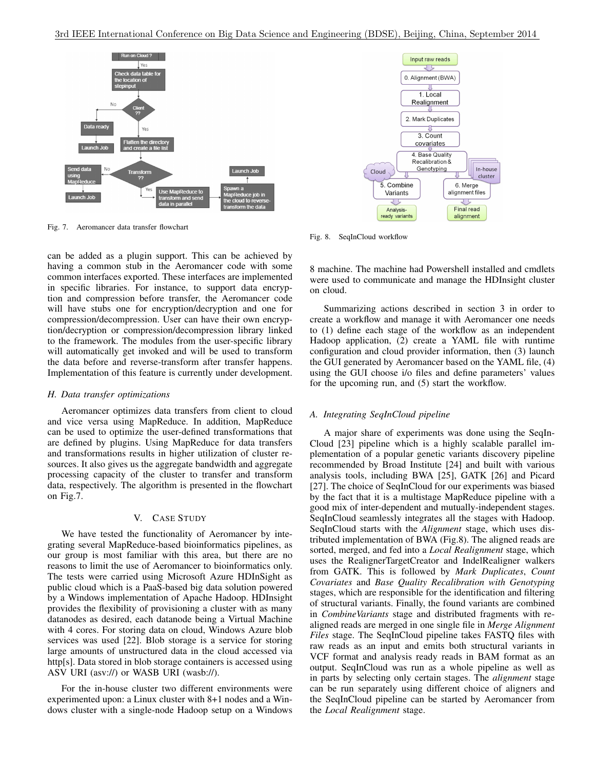Fig. 7. Aeromancer data transfer flowchart

can be added as a plugin support. This can be achieved by having a common stub in the Aeromancer code with some common interfaces exported. These interfaces are implemented in specific libraries. For instance, to support data encryption and compression before transfer, the Aeromancer code will have stubs one for encryption/decryption and one for compression/decompression. User can have their own encryption/decryption or compression/decompression library linked to the framework. The modules from the user-specific library will automatically get invoked and will be used to transform the data before and reverse-transform after transfer happens. Implementation of this feature is currently under development.

### H. Data transfer optimizations

Aeromancer optimizes data transfers from client to cloud and vice versa using MapReduce. In addition, MapReduce can be used to optimize the user-defined transformations that are defined by plugins. Using MapReduce for data transfers and transformations results in higher utilization of cluster resources. It also gives us the aggregate bandwidth and aggregate processing capacity of the cluster to transfer and transform data, respectively. The algorithm is presented in the flowchart on Fig.7.

## V. Case Study

We have tested the functionality of Aeromancer by integrating several MapReduce-based bioinformatics pipelines, as our group is most familiar with this area, but there are no reasons to limit the use of Aeromancer to bioinformatics only. The tests were carried using Microsoft Azure HDInSight as public cloud which is a PaaS-based big data solution powered by a Windows implementation of Apache Hadoop. HDInsight provides the flexibility of provisioning a cluster with as many datanodes as desired, each datanode being a Virtual Machine with 4 cores. For storing data on cloud, Windows Azure blob services was used [22]. Blob storage is a service for storing large amounts of unstructured data in the cloud accessed via http[s]. Data stored in blob storage containers is accessed using ASV URI (asv://) or WASB URI (wasb://).

For the in-house cluster two different environments were experimented upon: a Linux cluster with 8+1 nodes and a Windows cluster with a single-node Hadoop setup on a Windows 8 machine. The machine had Powershell installed and cmdlets were used to communicate and manage the HDInsight cluster on cloud.

Summarizing actions described in section 3 in order to create a workflow and manage it with Aeromancer one needs to (1) define each stage of the workflow as an independent Hadoop application, (2) create a YAML file with runtime configuration and cloud provider information, then (3) launch the GUI generated by Aeromancer based on the YAML file, (4) using the GUI choose i/o files and define parameters' values for the upcoming run, and (5) start the workflow.

Fig. 8. SeqInCloud workflow

### A. Integrating SeqInCloud pipeline

A major share of experiments was done using the SeqInCloud [23] pipeline which is a highly scalable parallel implementation of a popular genetic variants discovery pipeline recommended by Broad Institute [24] and built with various analysis tools, including BWA [25], GATK [26] and Picard [27]. The choice of SeqInCloud for our experiments was biased by the fact that it is a multistage MapReduce pipeline with a good mix of inter-dependent and mutually-independent stages. SeqInCloud seamlessly integrates all the stages with Hadoop. SeqInCloud starts with the *Alignment* stage, which uses distributed implementation of BWA (Fig.8). The aligned reads are sorted, merged, and fed into a *Local Realignment* stage, which uses the RealignerTargetCreator and IndelRealigner walkers from GATK. This is followed by *Mark Duplicates*, *Count Covariates* and *Base Quality Recalibration with Genotyping* stages, which are responsible for the identification and filtering of structural variants. Finally, the found variants are combined in *CombineVariants* stage and distributed fragments with realigned reads are merged in one single file in *Merge Alignment Files* stage. The SeqInCloud pipeline takes FASTQ files with raw reads as an input and emits both structural variants in VCF format and analysis ready reads in BAM format as an output. SeqInCloud was run as a whole pipeline as well as in parts by selecting only certain stages. The *alignment* stage can be run separately using different choice of aligners and the SeqInCloud pipeline can be started by Aeromancer from the *Local Realignment* stage.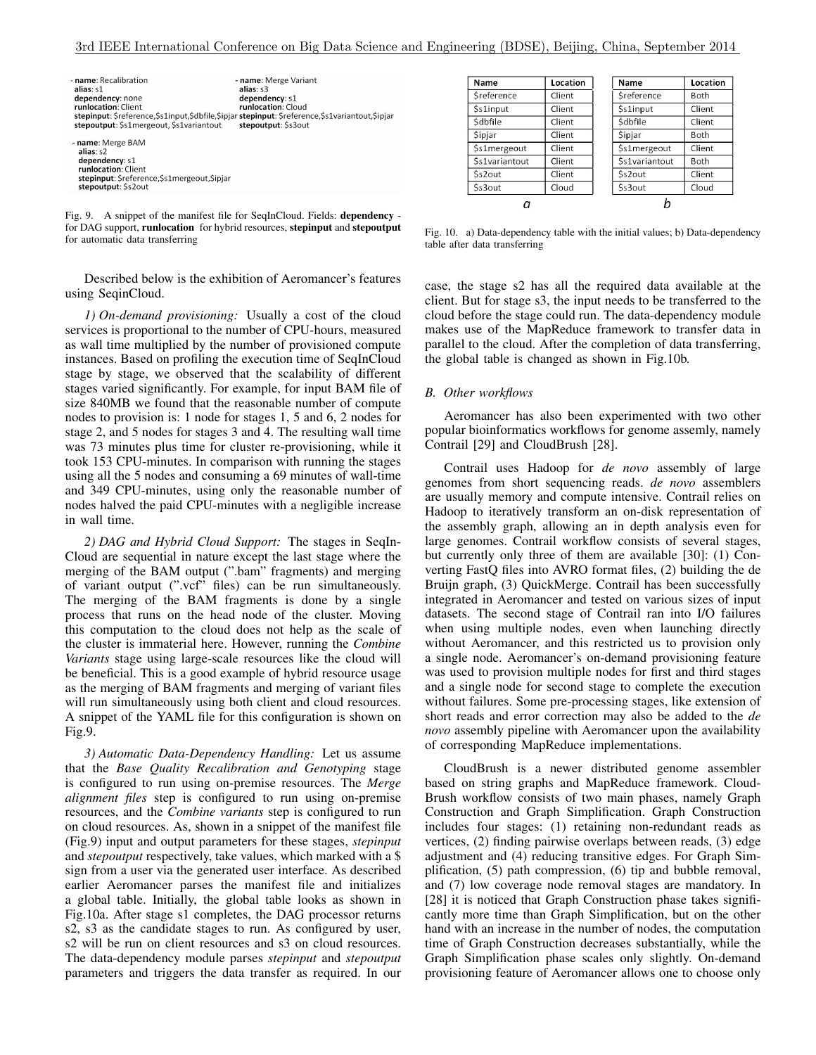- **name**: Recalibration
  **alias**: s1
  **dependency**: none
  **runlocation**: Client
  **stepinput**: $reference,$s1input,$dbfile,$ipjar
  **stepoutput**: $s1mergeout, $s1variantout

- **name**: Merge BAM
  **alias**: s2
  **dependency**: s1
  **runlocation**: Client
  **stepinput**: $reference,$s1mergeout,$ipjar
  **stepoutput**: $s2out

- **name**: Merge Variant
  **alias**: s3
  **dependency**: s1
  **runlocation**: Cloud
  **stepinput**: $reference,$s1variantout,$ipjar
  **stepoutput**: $s3out

Fig. 9. A snippet of the manifest file for SeqInCloud. Fields: **dependency** - for DAG support, **runlocation** for hybrid resources, **stepinput** and **stepoutput** for automatic data transferring

a

| Name | Location |
|---|---|
| $reference | Client |
| $s1input | Client |
| $dbfile | Client |
| $ipjar | Client |
| $s1mergeout | Client |
| $s1variantout | Client |
| $s2out | Client |
| $s3out | Cloud |

b

| Name | Location |
|---|---|
| $reference | Both |
| $s1input | Client |
| $dbfile | Client |
| $ipjar | Both |
| $s1mergeout | Client |
| $s1variantout | Both |
| $s2out | Client |
| $s3out | Cloud |

Fig. 10. a) Data-dependency table with the initial values; b) Data-dependency table after data transferring

Described below is the exhibition of Aeromancer's features using SeqinCloud.

*1) On-demand provisioning:* Usually a cost of the cloud services is proportional to the number of CPU-hours, measured as wall time multiplied by the number of provisioned compute instances. Based on profiling the execution time of SeqInCloud stage by stage, we observed that the scalability of different stages varied significantly. For example, for input BAM file of size 840MB we found that the reasonable number of compute nodes to provision is: 1 node for stages 1, 5 and 6, 2 nodes for stage 2, and 5 nodes for stages 3 and 4. The resulting wall time was 73 minutes plus time for cluster re-provisioning, while it took 153 CPU-minutes. In comparison with running the stages using all the 5 nodes and consuming a 69 minutes of wall-time and 349 CPU-minutes, using only the reasonable number of nodes halved the paid CPU-minutes with a negligible increase in wall time.

*2) DAG and Hybrid Cloud Support:* The stages in SeqIn-Cloud are sequential in nature except the last stage where the merging of the BAM output (".bam" fragments) and merging of variant output (".vcf" files) can be run simultaneously. The merging of the BAM fragments is done by a single process that runs on the head node of the cluster. Moving this computation to the cloud does not help as the scale of the cluster is immaterial here. However, running the *Combine Variants* stage using large-scale resources like the cloud will be beneficial. This is a good example of hybrid resource usage as the merging of BAM fragments and merging of variant files will run simultaneously using both client and cloud resources. A snippet of the YAML file for this configuration is shown on Fig.9.

*3) Automatic Data-Dependency Handling:* Let us assume that the *Base Quality Recalibration and Genotyping* stage is configured to run using on-premise resources. The *Merge alignment files* step is configured to run using on-premise resources, and the *Combine variants* step is configured to run on cloud resources. As, shown in a snippet of the manifest file (Fig.9) input and output parameters for these stages, *stepinput* and *stepoutput* respectively, take values, which marked with a $ sign from a user via the generated user interface. As described earlier Aeromancer parses the manifest file and initializes a global table. Initially, the global table looks as shown in Fig.10a. After stage s1 completes, the DAG processor returns s2, s3 as the candidate stages to run. As configured by user, s2 will be run on client resources and s3 on cloud resources. The data-dependency module parses *stepinput* and *stepoutput* parameters and triggers the data transfer as required. In our case, the stage s2 has all the required data available at the client. But for stage s3, the input needs to be transferred to the cloud before the stage could run. The data-dependency module makes use of the MapReduce framework to transfer data in parallel to the cloud. After the completion of data transferring, the global table is changed as shown in Fig.10b.

### B. Other workflows

Aeromancer has also been experimented with two other popular bioinformatics workflows for genome assemly, namely Contrail [29] and CloudBrush [28].

Contrail uses Hadoop for *de novo* assembly of large genomes from short sequencing reads. *de novo* assemblers are usually memory and compute intensive. Contrail relies on Hadoop to iteratively transform an on-disk representation of the assembly graph, allowing an in depth analysis even for large genomes. Contrail workflow consists of several stages, but currently only three of them are available [30]: (1) Converting FastQ files into AVRO format files, (2) building the de Bruijn graph, (3) QuickMerge. Contrail has been successfully integrated in Aeromancer and tested on various sizes of input datasets. The second stage of Contrail ran into I/O failures when using multiple nodes, even when launching directly without Aeromancer, and this restricted us to provision only a single node. Aeromancer's on-demand provisioning feature was used to provision multiple nodes for first and third stages and a single node for second stage to complete the execution without failures. Some pre-processing stages, like extension of short reads and error correction may also be added to the *de novo* assembly pipeline with Aeromancer upon the availability of corresponding MapReduce implementations.

CloudBrush is a newer distributed genome assembler based on string graphs and MapReduce framework. CloudBrush workflow consists of two main phases, namely Graph Construction and Graph Simplification. Graph Construction includes four stages: (1) retaining non-redundant reads as vertices, (2) finding pairwise overlaps between reads, (3) edge adjustment and (4) reducing transitive edges. For Graph Simplification, (5) path compression, (6) tip and bubble removal, and (7) low coverage node removal stages are mandatory. In [28] it is noticed that Graph Construction phase takes significantly more time than Graph Simplification, but on the other hand with an increase in the number of nodes, the computation time of Graph Construction decreases substantially, while the Graph Simplification phase scales only slightly. On-demand provisioning feature of Aeromancer allows one to choose only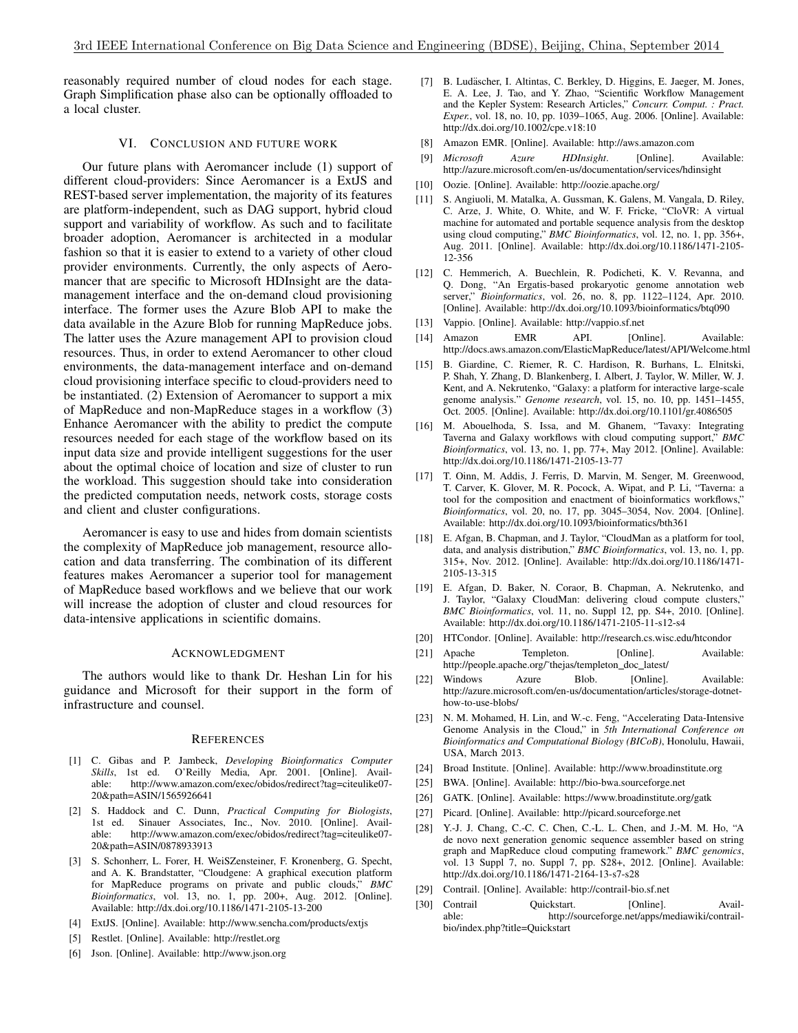reasonably required number of cloud nodes for each stage. Graph Simplification phase also can be optionally offloaded to a local cluster.

## VI. Conclusion and Future Work

Our future plans with Aeromancer include (1) support of different cloud-providers: Since Aeromancer is a ExtJS and REST-based server implementation, the majority of its features are platform-independent, such as DAG support, hybrid cloud support and variability of workflow. As such and to facilitate broader adoption, Aeromancer is architected in a modular fashion so that it is easier to extend to a variety of other cloud provider environments. Currently, the only aspects of Aeromancer that are specific to Microsoft HDInsight are the data-management interface and the on-demand cloud provisioning interface. The former uses the Azure Blob API to make the data available in the Azure Blob for running MapReduce jobs. The latter uses the Azure management API to provision cloud resources. Thus, in order to extend Aeromancer to other cloud environments, the data-management interface and on-demand cloud provisioning interface specific to cloud-providers need to be instantiated. (2) Extension of Aeromancer to support a mix of MapReduce and non-MapReduce stages in a workflow (3) Enhance Aeromancer with the ability to predict the compute resources needed for each stage of the workflow based on its input data size and provide intelligent suggestions for the user about the optimal choice of location and size of cluster to run the workload. This suggestion should take into consideration the predicted computation needs, network costs, storage costs and client and cluster configurations.

Aeromancer is easy to use and hides from domain scientists the complexity of MapReduce job management, resource allocation and data transferring. The combination of its different features makes Aeromancer a superior tool for management of MapReduce based workflows and we believe that our work will increase the adoption of cluster and cloud resources for data-intensive applications in scientific domains.

## Acknowledgment

The authors would like to thank Dr. Heshan Lin for his guidance and Microsoft for their support in the form of infrastructure and counsel.

## References

[1] C. Gibas and P. Jambeck, *Developing Bioinformatics Computer Skills*, 1st ed. O'Reilly Media, Apr. 2001. [Online]. Available: http://www.amazon.com/exec/obidos/redirect?tag=citeulike07-20&path=ASIN/1565926641

[2] S. Haddock and C. Dunn, *Practical Computing for Biologists*, 1st ed. Sinauer Associates, Inc., Nov. 2010. [Online]. Available: http://www.amazon.com/exec/obidos/redirect?tag=citeulike07-20&path=ASIN/0878933913

[3] S. Schonherr, L. Forer, H. WeiSZensteiner, F. Kronenberg, G. Specht, and A. K. Brandstatter, "Cloudgene: A graphical execution platform for MapReduce programs on private and public clouds," *BMC Bioinformatics*, vol. 13, no. 1, pp. 200+, Aug. 2012. [Online]. Available: http://dx.doi.org/10.1186/1471-2105-13-200

[4] ExtJS. [Online]. Available: http://www.sencha.com/products/extjs

[5] Restlet. [Online]. Available: http://restlet.org

[6] Json. [Online]. Available: http://www.json.org

[7] B. Ludäscher, I. Altintas, C. Berkley, D. Higgins, E. Jaeger, M. Jones, E. A. Lee, J. Tao, and Y. Zhao, "Scientific Workflow Management and the Kepler System: Research Articles," *Concurr. Comput. : Pract. Exper.*, vol. 18, no. 10, pp. 1039–1065, Aug. 2006. [Online]. Available: http://dx.doi.org/10.1002/cpe.v18:10

[8] Amazon EMR. [Online]. Available: http://aws.amazon.com

[9] *Microsoft Azure HDInsight*. [Online]. Available: http://azure.microsoft.com/en-us/documentation/services/hdinsight

[10] Oozie. [Online]. Available: http://oozie.apache.org/

[11] S. Angiuoli, M. Matalka, A. Gussman, K. Galens, M. Vangala, D. Riley, C. Arze, J. White, O. White, and W. F. Fricke, "CloVR: A virtual machine for automated and portable sequence analysis from the desktop using cloud computing," *BMC Bioinformatics*, vol. 12, no. 1, pp. 356+, Aug. 2011. [Online]. Available: http://dx.doi.org/10.1186/1471-2105-12-356

[12] C. Hemmerich, A. Buechlein, R. Podicheti, K. V. Revanna, and Q. Dong, "An Ergatis-based prokaryotic genome annotation web server," *Bioinformatics*, vol. 26, no. 8, pp. 1122–1124, Apr. 2010. [Online]. Available: http://dx.doi.org/10.1093/bioinformatics/btq090

[13] Vappio. [Online]. Available: http://vappio.sf.net

[14] Amazon EMR API. [Online]. Available: http://docs.aws.amazon.com/ElasticMapReduce/latest/API/Welcome.html

[15] B. Giardine, C. Riemer, R. C. Hardison, R. Burhans, L. Elnitski, P. Shah, Y. Zhang, D. Blankenberg, I. Albert, J. Taylor, W. Miller, W. J. Kent, and A. Nekrutenko, "Galaxy: a platform for interactive large-scale genome analysis." *Genome research*, vol. 15, no. 10, pp. 1451–1455, Oct. 2005. [Online]. Available: http://dx.doi.org/10.1101/gr.4086505

[16] M. Abouelhoda, S. Issa, and M. Ghanem, "Tavaxy: Integrating Taverna and Galaxy workflows with cloud computing support," *BMC Bioinformatics*, vol. 13, no. 1, pp. 77+, May 2012. [Online]. Available: http://dx.doi.org/10.1186/1471-2105-13-77

[17] T. Oinn, M. Addis, J. Ferris, D. Marvin, M. Senger, M. Greenwood, T. Carver, K. Glover, M. R. Pocock, A. Wipat, and P. Li, "Taverna: a tool for the composition and enactment of bioinformatics workflows," *Bioinformatics*, vol. 20, no. 17, pp. 3045–3054, Nov. 2004. [Online]. Available: http://dx.doi.org/10.1093/bioinformatics/bth361

[18] E. Afgan, B. Chapman, and J. Taylor, "CloudMan as a platform for tool, data, and analysis distribution," *BMC Bioinformatics*, vol. 13, no. 1, pp. 315+, Nov. 2012. [Online]. Available: http://dx.doi.org/10.1186/1471-2105-13-315

[19] E. Afgan, D. Baker, N. Coraor, B. Chapman, A. Nekrutenko, and J. Taylor, "Galaxy CloudMan: delivering cloud compute clusters," *BMC Bioinformatics*, vol. 11, no. Suppl 12, pp. S4+, 2010. [Online]. Available: http://dx.doi.org/10.1186/1471-2105-11-s12-s4

[20] HTCondor. [Online]. Available: http://research.cs.wisc.edu/htcondor

[21] Apache Templeton. [Online]. Available: http://people.apache.org/~thejas/templeton_doc_latest/

[22] Windows Azure Blob. [Online]. Available: http://azure.microsoft.com/en-us/documentation/articles/storage-dotnet-how-to-use-blobs/

[23] N. M. Mohamed, H. Lin, and W.-c. Feng, "Accelerating Data-Intensive Genome Analysis in the Cloud," in *5th International Conference on Bioinformatics and Computational Biology (BICoB)*, Honolulu, Hawaii, USA, March 2013.

[24] Broad Institute. [Online]. Available: http://www.broadinstitute.org

[25] BWA. [Online]. Available: http://bio-bwa.sourceforge.net

[26] GATK. [Online]. Available: https://www.broadinstitute.org/gatk

[27] Picard. [Online]. Available: http://picard.sourceforge.net

[28] Y.-J. J. Chang, C.-C. C. Chen, C.-L. L. Chen, and J.-M. M. Ho, "A de novo next generation genomic sequence assembler based on string graph and MapReduce cloud computing framework." *BMC genomics*, vol. 13 Suppl 7, no. Suppl 7, pp. S28+, 2012. [Online]. Available: http://dx.doi.org/10.1186/1471-2164-13-s7-s28

[29] Contrail. [Online]. Available: http://contrail-bio.sf.net

[30] Contrail Quickstart. [Online]. Available: http://sourceforge.net/apps/mediawiki/contrail-bio/index.php?title=Quickstart